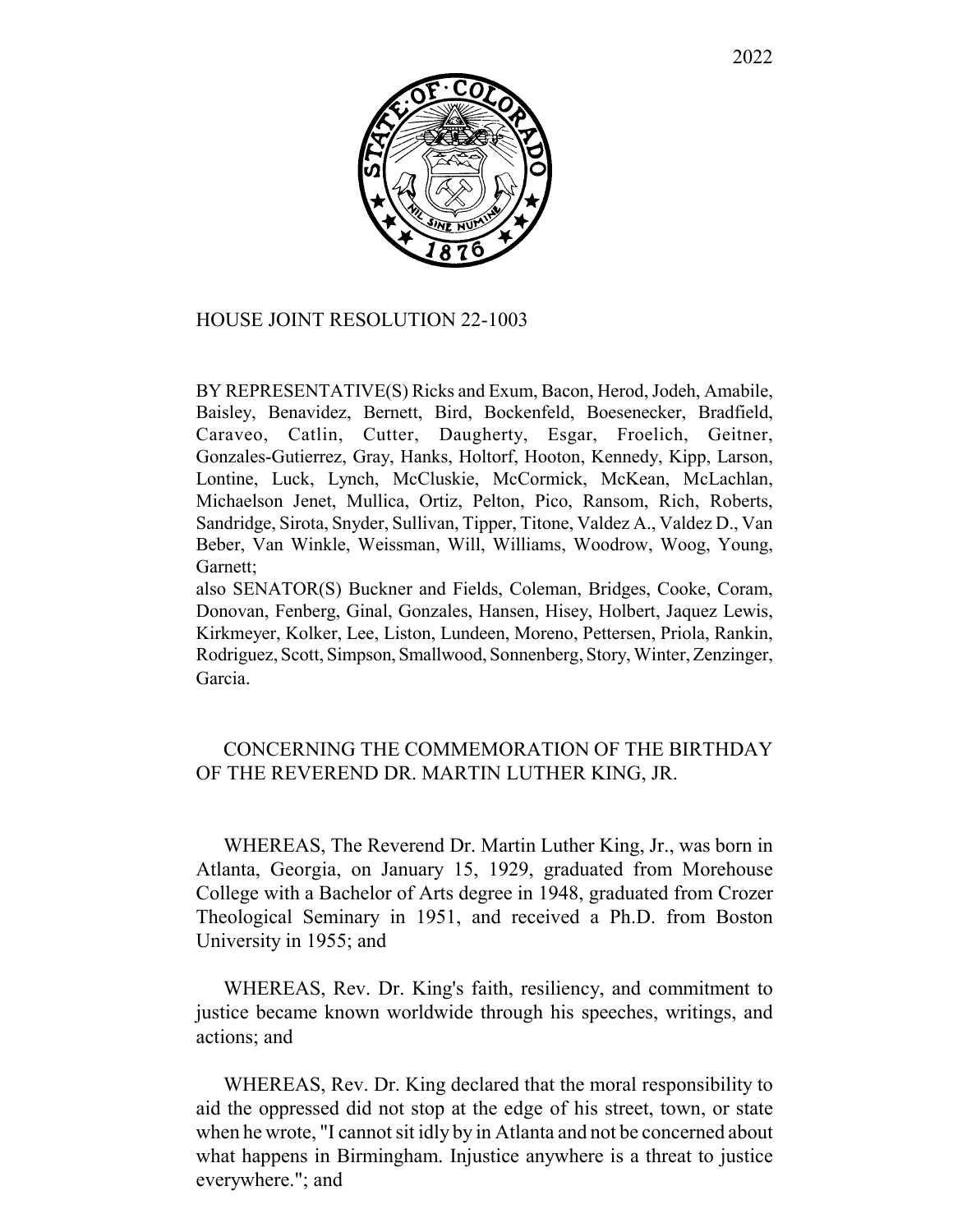2022

HOUSE JOINT RESOLUTION 22-1003

BY REPRESENTATIVE(S) Ricks and Exum, Bacon, Herod, Jodeh, Amabile, Baisley, Benavidez, Bernett, Bird, Bockenfeld, Boesenecker, Bradfield, Caraveo, Catlin, Cutter, Daugherty, Esgar, Froelich, Geitner, Gonzales-Gutierrez, Gray, Hanks, Holtorf, Hooton, Kennedy, Kipp, Larson, Lontine, Luck, Lynch, McCluskie, McCormick, McKean, McLachlan, Michaelson Jenet, Mullica, Ortiz, Pelton, Pico, Ransom, Rich, Roberts, Sandridge, Sirota, Snyder, Sullivan, Tipper, Titone, Valdez A., Valdez D., Van Beber, Van Winkle, Weissman, Will, Williams, Woodrow, Woog, Young, Garnett;
also SENATOR(S) Buckner and Fields, Coleman, Bridges, Cooke, Coram, Donovan, Fenberg, Ginal, Gonzales, Hansen, Hisey, Holbert, Jaquez Lewis, Kirkmeyer, Kolker, Lee, Liston, Lundeen, Moreno, Pettersen, Priola, Rankin, Rodriguez, Scott, Simpson, Smallwood, Sonnenberg, Story, Winter, Zenzinger, Garcia.

CONCERNING THE COMMEMORATION OF THE BIRTHDAY OF THE REVEREND DR. MARTIN LUTHER KING, JR.

WHEREAS, The Reverend Dr. Martin Luther King, Jr., was born in Atlanta, Georgia, on January 15, 1929, graduated from Morehouse College with a Bachelor of Arts degree in 1948, graduated from Crozer Theological Seminary in 1951, and received a Ph.D. from Boston University in 1955; and

WHEREAS, Rev. Dr. King's faith, resiliency, and commitment to justice became known worldwide through his speeches, writings, and actions; and

WHEREAS, Rev. Dr. King declared that the moral responsibility to aid the oppressed did not stop at the edge of his street, town, or state when he wrote, "I cannot sit idly by in Atlanta and not be concerned about what happens in Birmingham. Injustice anywhere is a threat to justice everywhere."; and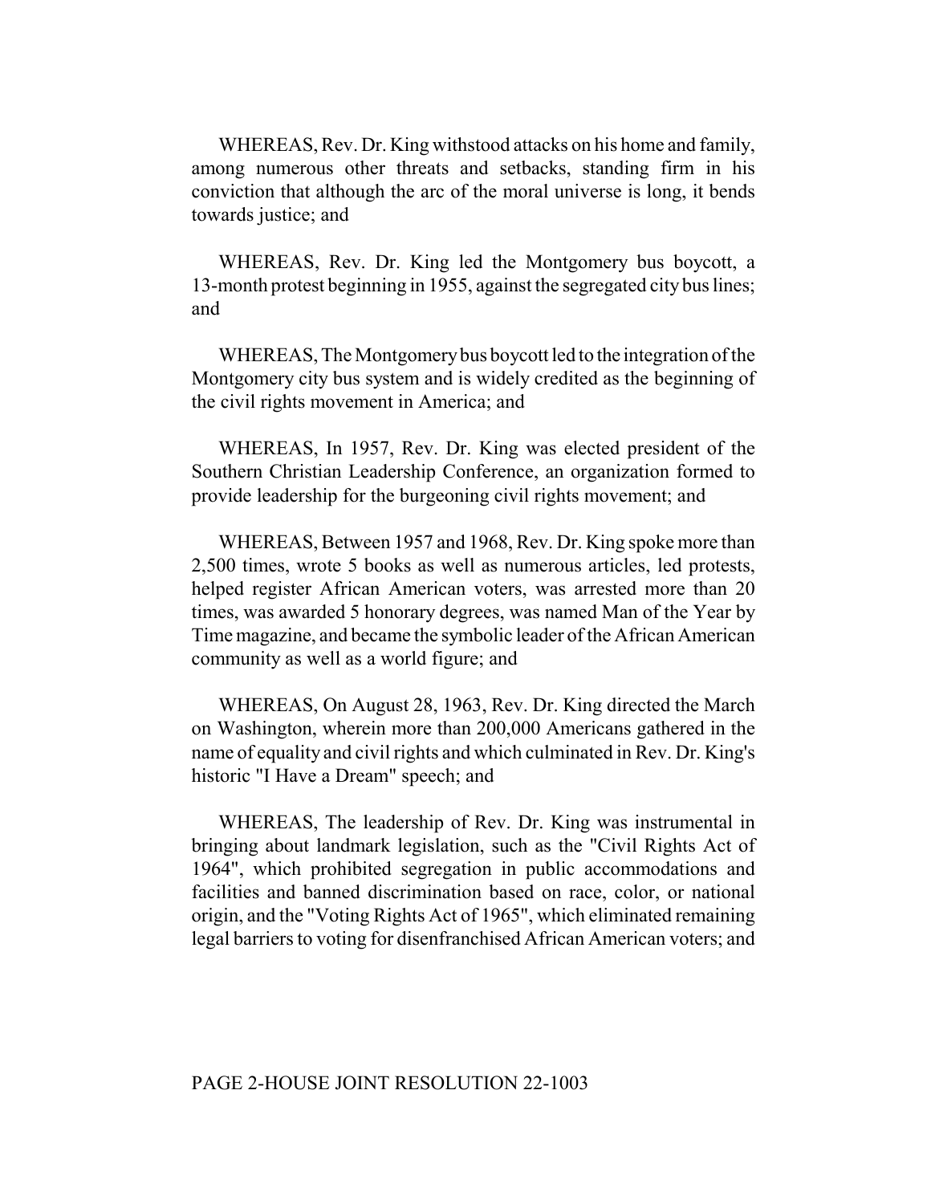WHEREAS, Rev. Dr. King withstood attacks on his home and family, among numerous other threats and setbacks, standing firm in his conviction that although the arc of the moral universe is long, it bends towards justice; and

WHEREAS, Rev. Dr. King led the Montgomery bus boycott, a 13-month protest beginning in 1955, against the segregated city bus lines; and

WHEREAS, The Montgomery bus boycott led to the integration of the Montgomery city bus system and is widely credited as the beginning of the civil rights movement in America; and

WHEREAS, In 1957, Rev. Dr. King was elected president of the Southern Christian Leadership Conference, an organization formed to provide leadership for the burgeoning civil rights movement; and

WHEREAS, Between 1957 and 1968, Rev. Dr. King spoke more than 2,500 times, wrote 5 books as well as numerous articles, led protests, helped register African American voters, was arrested more than 20 times, was awarded 5 honorary degrees, was named Man of the Year by Time magazine, and became the symbolic leader of the African American community as well as a world figure; and

WHEREAS, On August 28, 1963, Rev. Dr. King directed the March on Washington, wherein more than 200,000 Americans gathered in the name of equality and civil rights and which culminated in Rev. Dr. King's historic "I Have a Dream" speech; and

WHEREAS, The leadership of Rev. Dr. King was instrumental in bringing about landmark legislation, such as the "Civil Rights Act of 1964", which prohibited segregation in public accommodations and facilities and banned discrimination based on race, color, or national origin, and the "Voting Rights Act of 1965", which eliminated remaining legal barriers to voting for disenfranchised African American voters; and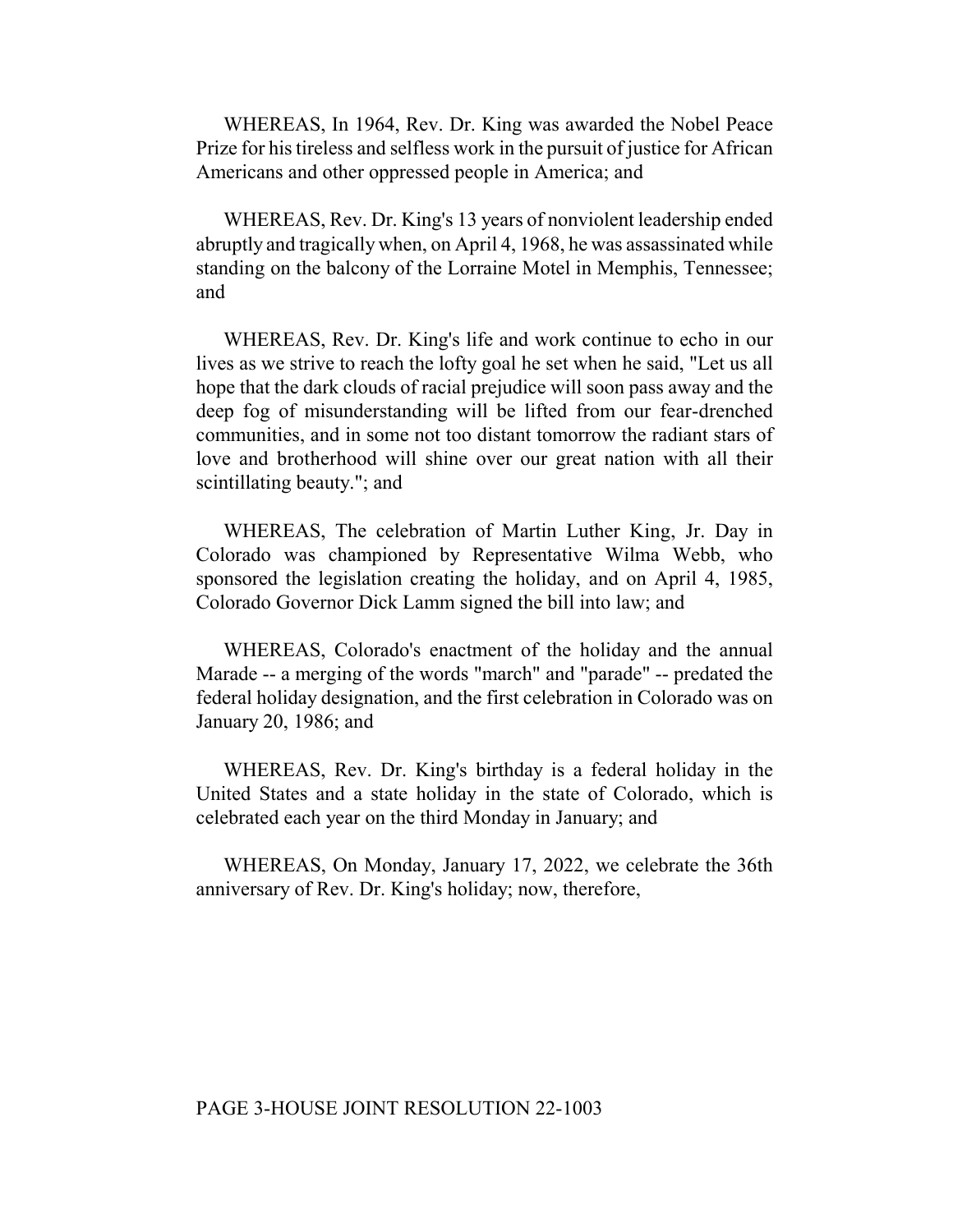WHEREAS, In 1964, Rev. Dr. King was awarded the Nobel Peace Prize for his tireless and selfless work in the pursuit of justice for African Americans and other oppressed people in America; and

WHEREAS, Rev. Dr. King's 13 years of nonviolent leadership ended abruptly and tragically when, on April 4, 1968, he was assassinated while standing on the balcony of the Lorraine Motel in Memphis, Tennessee; and

WHEREAS, Rev. Dr. King's life and work continue to echo in our lives as we strive to reach the lofty goal he set when he said, "Let us all hope that the dark clouds of racial prejudice will soon pass away and the deep fog of misunderstanding will be lifted from our fear-drenched communities, and in some not too distant tomorrow the radiant stars of love and brotherhood will shine over our great nation with all their scintillating beauty."; and

WHEREAS, The celebration of Martin Luther King, Jr. Day in Colorado was championed by Representative Wilma Webb, who sponsored the legislation creating the holiday, and on April 4, 1985, Colorado Governor Dick Lamm signed the bill into law; and

WHEREAS, Colorado's enactment of the holiday and the annual Marade -- a merging of the words "march" and "parade" -- predated the federal holiday designation, and the first celebration in Colorado was on January 20, 1986; and

WHEREAS, Rev. Dr. King's birthday is a federal holiday in the United States and a state holiday in the state of Colorado, which is celebrated each year on the third Monday in January; and

WHEREAS, On Monday, January 17, 2022, we celebrate the 36th anniversary of Rev. Dr. King's holiday; now, therefore,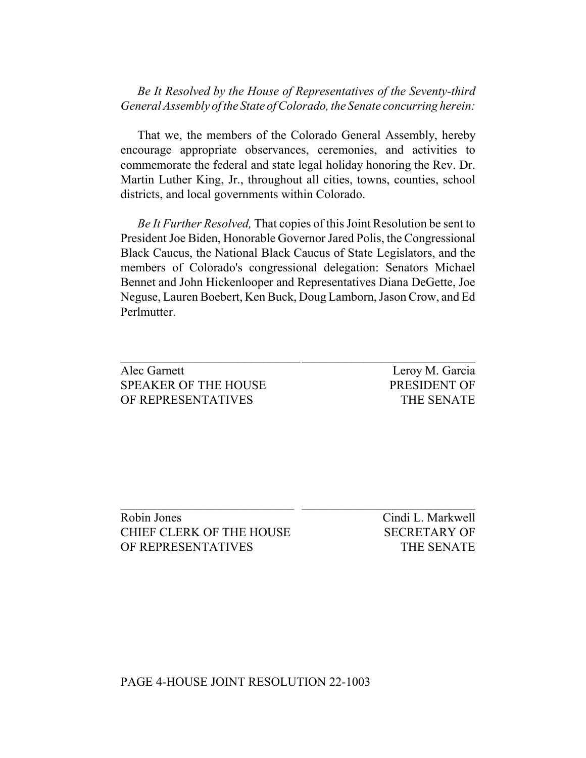*Be It Resolved by the House of Representatives of the Seventy-third General Assembly of the State of Colorado, the Senate concurring herein:*

That we, the members of the Colorado General Assembly, hereby encourage appropriate observances, ceremonies, and activities to commemorate the federal and state legal holiday honoring the Rev. Dr. Martin Luther King, Jr., throughout all cities, towns, counties, school districts, and local governments within Colorado.

*Be It Further Resolved,* That copies of this Joint Resolution be sent to President Joe Biden, Honorable Governor Jared Polis, the Congressional Black Caucus, the National Black Caucus of State Legislators, and the members of Colorado's congressional delegation: Senators Michael Bennet and John Hickenlooper and Representatives Diana DeGette, Joe Neguse, Lauren Boebert, Ken Buck, Doug Lamborn, Jason Crow, and Ed Perlmutter.

| | |
|---|---|
| \_\_\_\_\_\_\_\_\_\_\_\_\_\_\_\_\_\_\_\_\_\_\_\_\_\_\_\_ | \_\_\_\_\_\_\_\_\_\_\_\_\_\_\_\_\_\_\_\_\_\_\_\_\_\_\_\_ |
| Alec Garnett<br>SPEAKER OF THE HOUSE<br>OF REPRESENTATIVES | Leroy M. Garcia<br>PRESIDENT OF<br>THE SENATE |
| \_\_\_\_\_\_\_\_\_\_\_\_\_\_\_\_\_\_\_\_\_\_\_\_\_\_\_\_ | \_\_\_\_\_\_\_\_\_\_\_\_\_\_\_\_\_\_\_\_\_\_\_\_\_\_\_\_ |
| Robin Jones<br>CHIEF CLERK OF THE HOUSE<br>OF REPRESENTATIVES | Cindi L. Markwell<br>SECRETARY OF<br>THE SENATE |